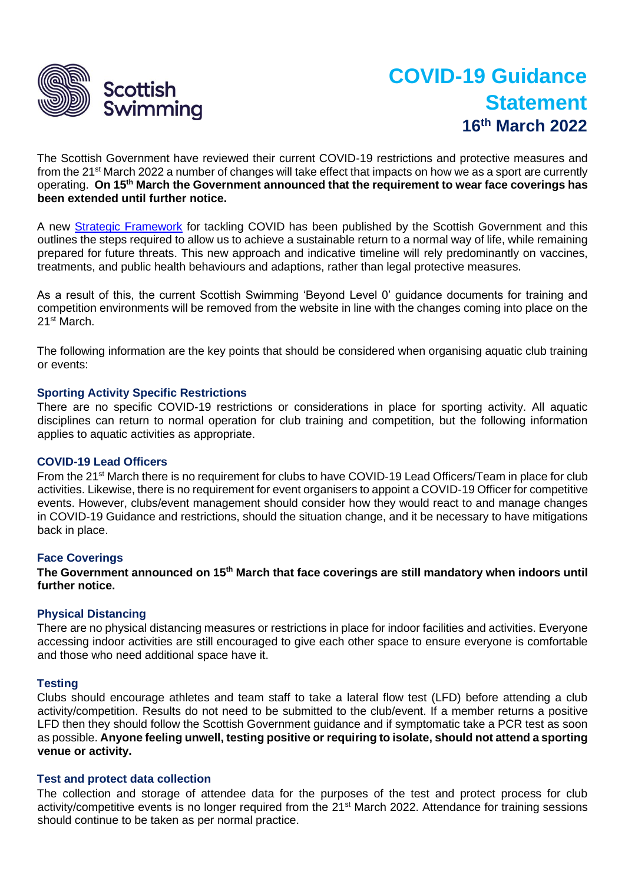Scottish Swimming

# COVID-19 Guidance Statement

## 16th March 2022

The Scottish Government have reviewed their current COVID-19 restrictions and protective measures and from the 21st March 2022 a number of changes will take effect that impacts on how we as a sport are currently operating. **On 15th March the Government announced that the requirement to wear face coverings has been extended until further notice.**

A new [Strategic Framework](Strategic Framework) for tackling COVID has been published by the Scottish Government and this outlines the steps required to allow us to achieve a sustainable return to a normal way of life, while remaining prepared for future threats. This new approach and indicative timeline will rely predominantly on vaccines, treatments, and public health behaviours and adaptions, rather than legal protective measures.

As a result of this, the current Scottish Swimming 'Beyond Level 0' guidance documents for training and competition environments will be removed from the website in line with the changes coming into place on the 21st March.

The following information are the key points that should be considered when organising aquatic club training or events:

### Sporting Activity Specific Restrictions

There are no specific COVID-19 restrictions or considerations in place for sporting activity. All aquatic disciplines can return to normal operation for club training and competition, but the following information applies to aquatic activities as appropriate.

### COVID-19 Lead Officers

From the 21st March there is no requirement for clubs to have COVID-19 Lead Officers/Team in place for club activities. Likewise, there is no requirement for event organisers to appoint a COVID-19 Officer for competitive events. However, clubs/event management should consider how they would react to and manage changes in COVID-19 Guidance and restrictions, should the situation change, and it be necessary to have mitigations back in place.

### Face Coverings

**The Government announced on 15th March that face coverings are still mandatory when indoors until further notice.**

### Physical Distancing

There are no physical distancing measures or restrictions in place for indoor facilities and activities. Everyone accessing indoor activities are still encouraged to give each other space to ensure everyone is comfortable and those who need additional space have it.

### Testing

Clubs should encourage athletes and team staff to take a lateral flow test (LFD) before attending a club activity/competition. Results do not need to be submitted to the club/event. If a member returns a positive LFD then they should follow the Scottish Government guidance and if symptomatic take a PCR test as soon as possible. **Anyone feeling unwell, testing positive or requiring to isolate, should not attend a sporting venue or activity.**

### Test and protect data collection

The collection and storage of attendee data for the purposes of the test and protect process for club activity/competitive events is no longer required from the 21st March 2022. Attendance for training sessions should continue to be taken as per normal practice.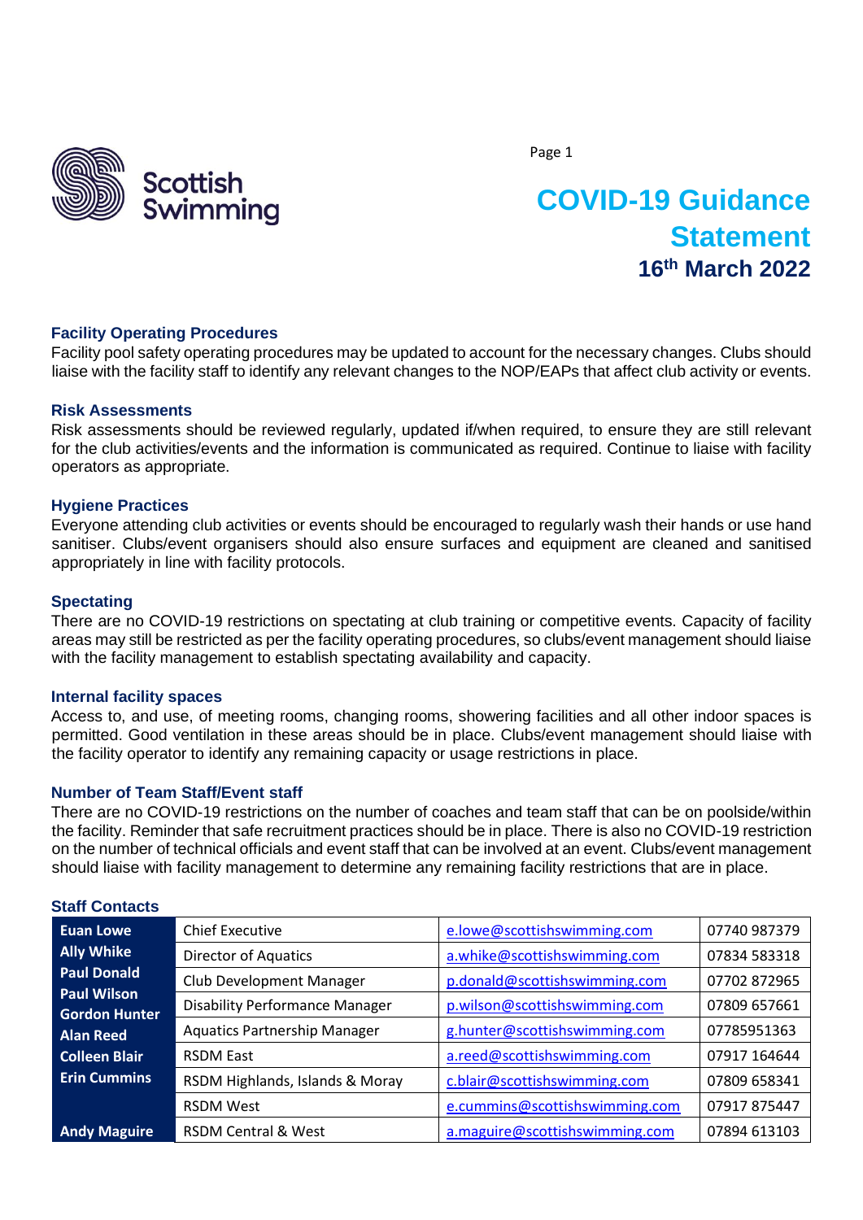# COVID-19 Guidance Statement

**16th March 2022**

### Facility Operating Procedures

Facility pool safety operating procedures may be updated to account for the necessary changes. Clubs should liaise with the facility staff to identify any relevant changes to the NOP/EAPs that affect club activity or events.

### Risk Assessments

Risk assessments should be reviewed regularly, updated if/when required, to ensure they are still relevant for the club activities/events and the information is communicated as required. Continue to liaise with facility operators as appropriate.

### Hygiene Practices

Everyone attending club activities or events should be encouraged to regularly wash their hands or use hand sanitiser. Clubs/event organisers should also ensure surfaces and equipment are cleaned and sanitised appropriately in line with facility protocols.

### Spectating

There are no COVID-19 restrictions on spectating at club training or competitive events. Capacity of facility areas may still be restricted as per the facility operating procedures, so clubs/event management should liaise with the facility management to establish spectating availability and capacity.

### Internal facility spaces

Access to, and use, of meeting rooms, changing rooms, showering facilities and all other indoor spaces is permitted. Good ventilation in these areas should be in place. Clubs/event management should liaise with the facility operator to identify any remaining capacity or usage restrictions in place.

### Number of Team Staff/Event staff

There are no COVID-19 restrictions on the number of coaches and team staff that can be on poolside/within the facility. Reminder that safe recruitment practices should be in place. There is also no COVID-19 restriction on the number of technical officials and event staff that can be involved at an event. Clubs/event management should liaise with facility management to determine any remaining facility restrictions that are in place.

### Staff Contacts

| Name | Role | Email | Phone |
|---|---|---|---|
| **Euan Lowe** | Chief Executive | e.lowe@scottishswimming.com | 07740 987379 |
| **Ally Whike** | Director of Aquatics | a.whike@scottishswimming.com | 07834 583318 |
| **Paul Donald** | Club Development Manager | p.donald@scottishswimming.com | 07702 872965 |
| **Paul Wilson** | Disability Performance Manager | p.wilson@scottishswimming.com | 07809 657661 |
| **Gordon Hunter** | Aquatics Partnership Manager | g.hunter@scottishswimming.com | 07785951363 |
| **Alan Reed** | RSDM East | a.reed@scottishswimming.com | 07917 164644 |
| **Colleen Blair** | RSDM Highlands, Islands & Moray | c.blair@scottishswimming.com | 07809 658341 |
| **Erin Cummins** | RSDM West | e.cummins@scottishswimming.com | 07917 875447 |
| **Andy Maguire** | RSDM Central & West | a.maguire@scottishswimming.com | 07894 613103 |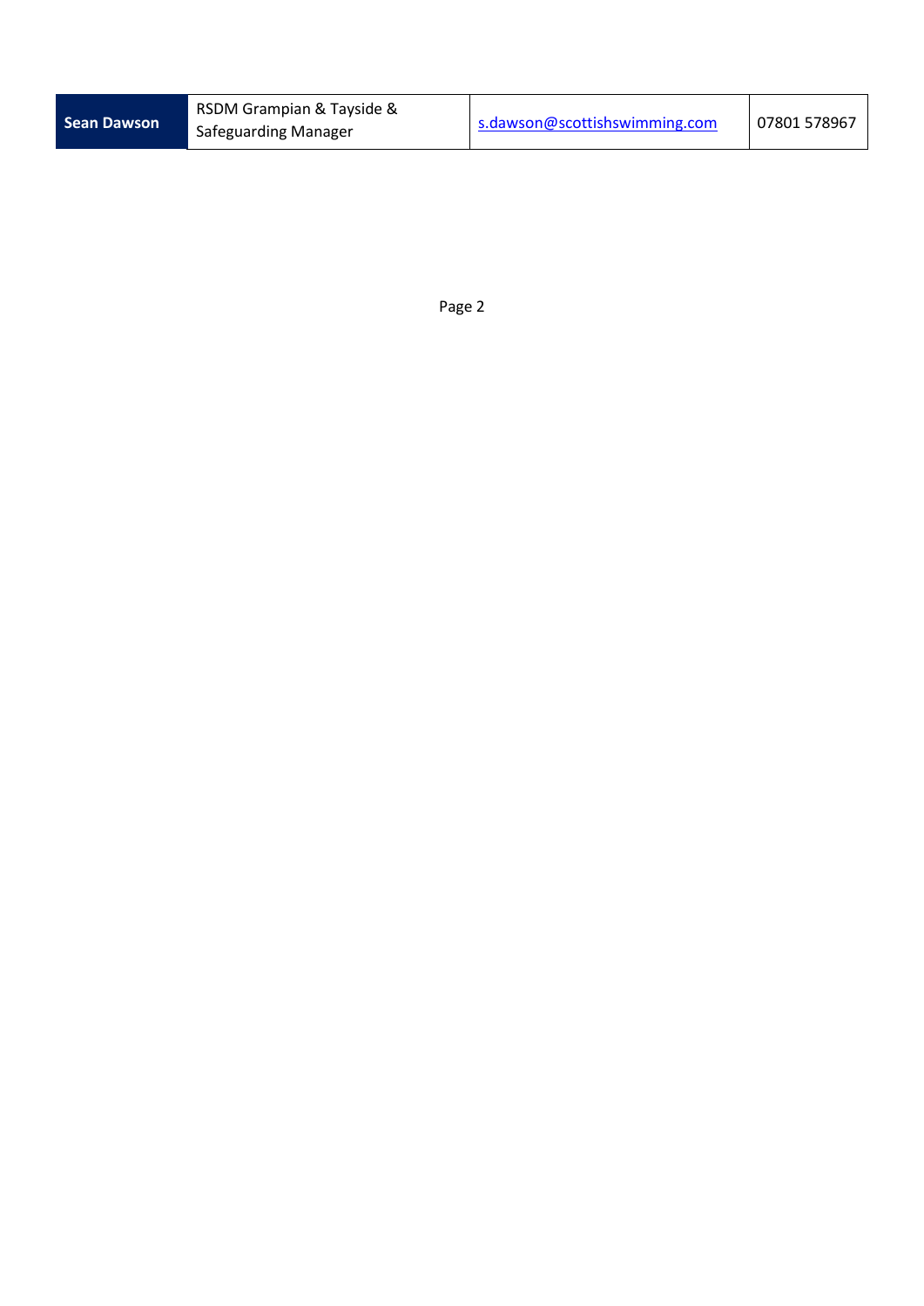| | | | |
|---|---|---|---|
| **Sean Dawson** | RSDM Grampian & Tayside & Safeguarding Manager | s.dawson@scottishswimming.com | 07801 578967 |